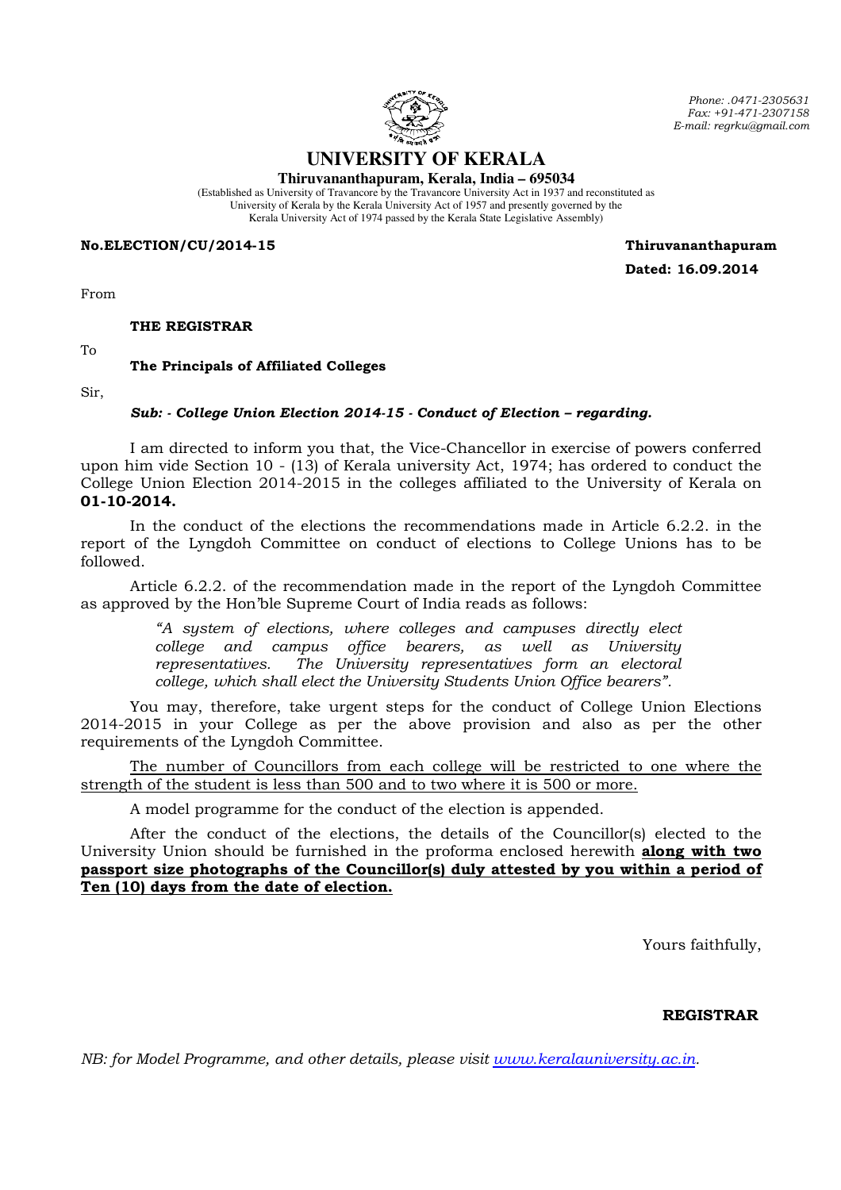Phone: .0471-2305631
Fax: +91-471-2307158
E-mail: regrku@gmail.com

# UNIVERSITY OF KERALA

**Thiruvananthapuram, Kerala, India – 695034**

(Established as University of Travancore by the Travancore University Act in 1937 and reconstituted as University of Kerala by the Kerala University Act of 1957 and presently governed by the Kerala University Act of 1974 passed by the Kerala State Legislative Assembly)

**No.ELECTION/CU/2014-15** **Thiruvananthapuram**

**Dated: 16.09.2014**

From

**THE REGISTRAR**

To

**The Principals of Affiliated Colleges**

Sir,

***Sub: - College Union Election 2014-15 - Conduct of Election – regarding.***

I am directed to inform you that, the Vice-Chancellor in exercise of powers conferred upon him vide Section 10 - (13) of Kerala university Act, 1974; has ordered to conduct the College Union Election 2014-2015 in the colleges affiliated to the University of Kerala on **01-10-2014.**

In the conduct of the elections the recommendations made in Article 6.2.2. in the report of the Lyngdoh Committee on conduct of elections to College Unions has to be followed.

Article 6.2.2. of the recommendation made in the report of the Lyngdoh Committee as approved by the Hon'ble Supreme Court of India reads as follows:

> *"A system of elections, where colleges and campuses directly elect college and campus office bearers, as well as University representatives. The University representatives form an electoral college, which shall elect the University Students Union Office bearers".*

You may, therefore, take urgent steps for the conduct of College Union Elections 2014-2015 in your College as per the above provision and also as per the other requirements of the Lyngdoh Committee.

<u>The number of Councillors from each college will be restricted to one where the strength of the student is less than 500 and to two where it is 500 or more.</u>

A model programme for the conduct of the election is appended.

After the conduct of the elections, the details of the Councillor(s) elected to the University Union should be furnished in the proforma enclosed herewith **<u>along with two passport size photographs of the Councillor(s) duly attested by you within a period of Ten (10) days from the date of election.</u>**

Yours faithfully,

**REGISTRAR**

*NB: for Model Programme, and other details, please visit [www.keralauniversity.ac.in](http://www.keralauniversity.ac.in).*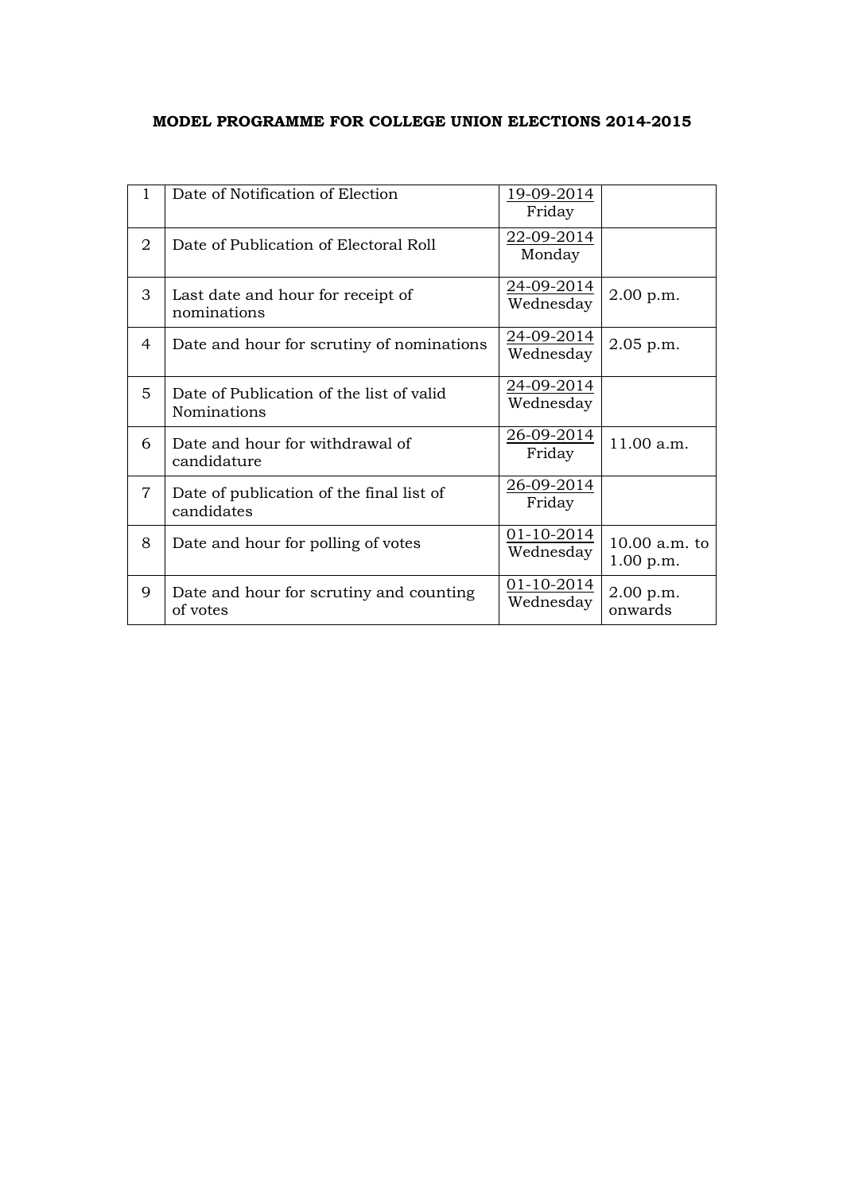**MODEL PROGRAMME FOR COLLEGE UNION ELECTIONS 2014-2015**

| | | | |
|---|---|---|---|
| 1 | Date of Notification of Election | 19-09-2014 Friday | |
| 2 | Date of Publication of Electoral Roll | 22-09-2014 Monday | |
| 3 | Last date and hour for receipt of nominations | 24-09-2014 Wednesday | 2.00 p.m. |
| 4 | Date and hour for scrutiny of nominations | 24-09-2014 Wednesday | 2.05 p.m. |
| 5 | Date of Publication of the list of valid Nominations | 24-09-2014 Wednesday | |
| 6 | Date and hour for withdrawal of candidature | 26-09-2014 Friday | 11.00 a.m. |
| 7 | Date of publication of the final list of candidates | 26-09-2014 Friday | |
| 8 | Date and hour for polling of votes | 01-10-2014 Wednesday | 10.00 a.m. to 1.00 p.m. |
| 9 | Date and hour for scrutiny and counting of votes | 01-10-2014 Wednesday | 2.00 p.m. onwards |